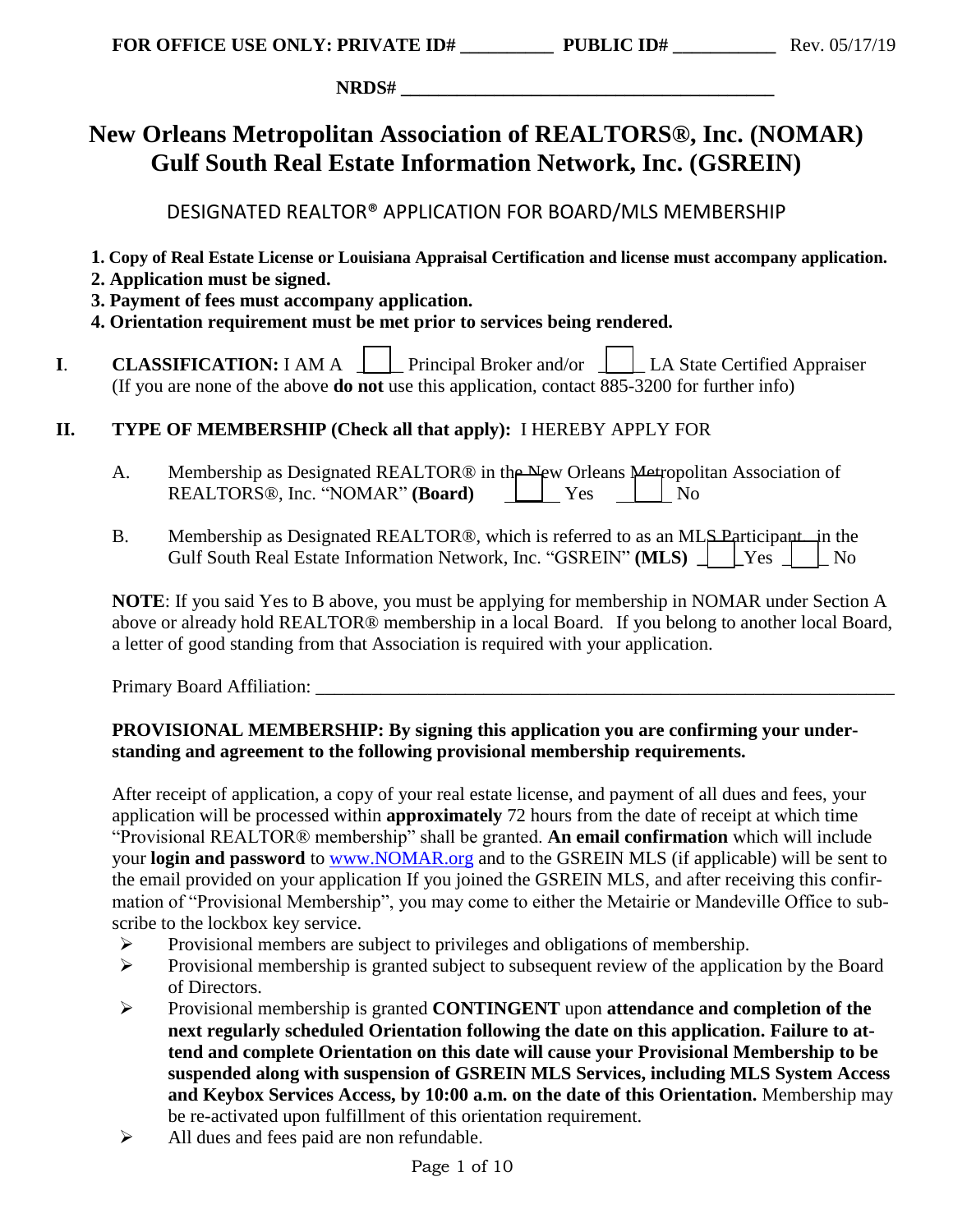FOR OFFICE USE ONLY: PRIVATE ID# __________ PUBLIC ID# ___________ Rev. 05/17/19

NRDS# ________________________________________

# New Orleans Metropolitan Association of REALTORS®, Inc. (NOMAR)
# Gulf South Real Estate Information Network, Inc. (GSREIN)

## DESIGNATED REALTOR® APPLICATION FOR BOARD/MLS MEMBERSHIP

1. **Copy of Real Estate License or Louisiana Appraisal Certification and license must accompany application.**
2. **Application must be signed.**
3. **Payment of fees must accompany application.**
4. **Orientation requirement must be met prior to services being rendered.**

**I. CLASSIFICATION:** I AM A ____ Principal Broker and/or ____ LA State Certified Appraiser
(If you are none of the above **do not** use this application, contact 885-3200 for further info)

**II. TYPE OF MEMBERSHIP (Check all that apply):** I HEREBY APPLY FOR

A. Membership as Designated REALTOR® in the New Orleans Metropolitan Association of REALTORS®, Inc. "NOMAR" **(Board)** ____ Yes ____ No

B. Membership as Designated REALTOR®, which is referred to as an MLS Participant in the Gulf South Real Estate Information Network, Inc. "GSREIN" **(MLS)** ____ Yes ____ No

**NOTE**: If you said Yes to B above, you must be applying for membership in NOMAR under Section A above or already hold REALTOR® membership in a local Board. If you belong to another local Board, a letter of good standing from that Association is required with your application.

Primary Board Affiliation: ________________________________________________

**PROVISIONAL MEMBERSHIP: By signing this application you are confirming your understanding and agreement to the following provisional membership requirements.**

After receipt of application, a copy of your real estate license, and payment of all dues and fees, your application will be processed within **approximately** 72 hours from the date of receipt at which time "Provisional REALTOR® membership" shall be granted. **An email confirmation** which will include your **login and password** to www.NOMAR.org and to the GSREIN MLS (if applicable) will be sent to the email provided on your application If you joined the GSREIN MLS, and after receiving this confirmation of "Provisional Membership", you may come to either the Metairie or Mandeville Office to subscribe to the lockbox key service.

- Provisional members are subject to privileges and obligations of membership.
- Provisional membership is granted subject to subsequent review of the application by the Board of Directors.
- Provisional membership is granted **CONTINGENT** upon **attendance and completion of the next regularly scheduled Orientation following the date on this application. Failure to attend and complete Orientation on this date will cause your Provisional Membership to be suspended along with suspension of GSREIN MLS Services, including MLS System Access and Keybox Services Access, by 10:00 a.m. on the date of this Orientation.** Membership may be re-activated upon fulfillment of this orientation requirement.
- All dues and fees paid are non refundable.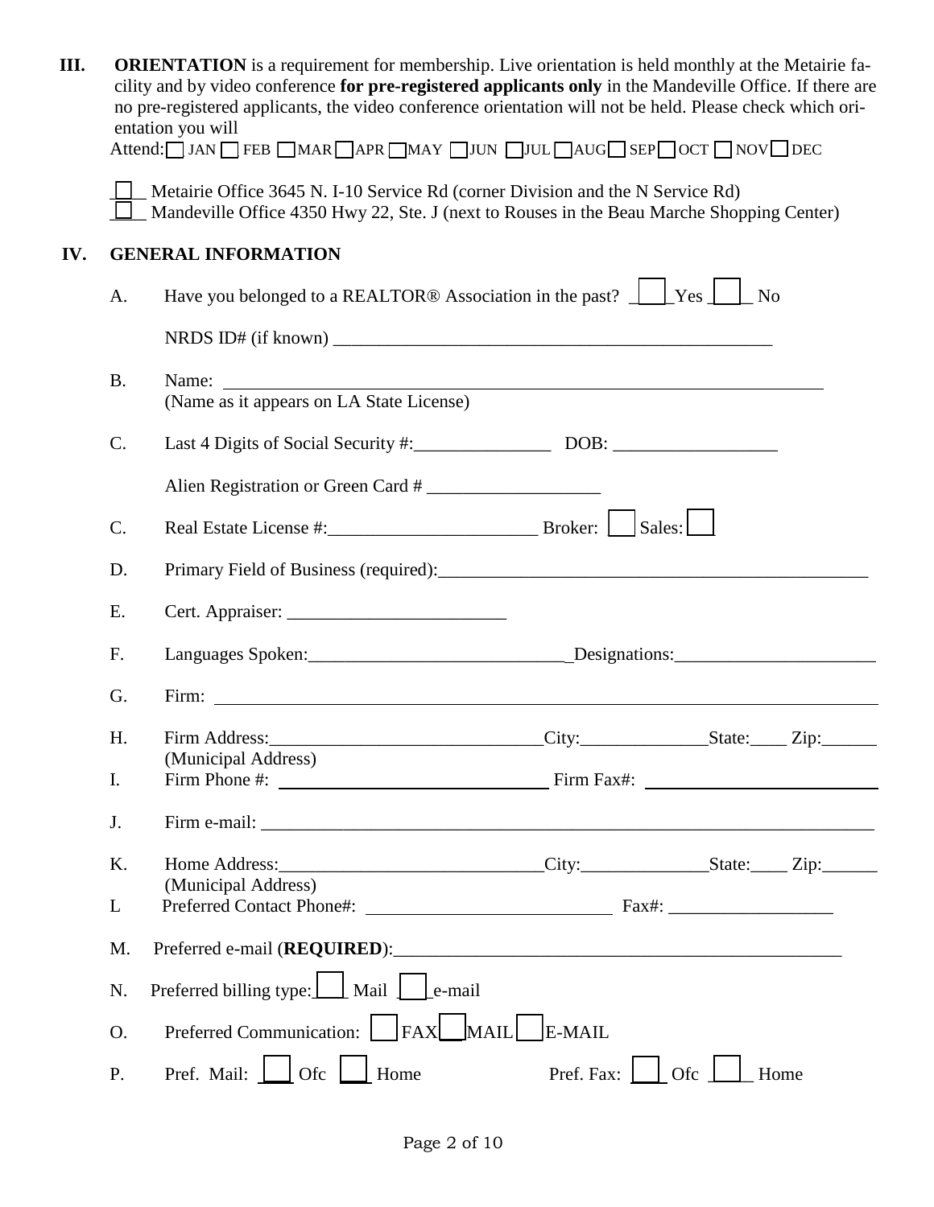**III.** **ORIENTATION** is a requirement for membership. Live orientation is held monthly at the Metairie facility and by video conference **for pre-registered applicants only** in the Mandeville Office. If there are no pre-registered applicants, the video conference orientation will not be held. Please check which orientation you will

Attend: ☐ JAN ☐ FEB ☐ MAR ☐ APR ☐ MAY ☐ JUN ☐ JUL ☐ AUG ☐ SEP ☐ OCT ☐ NOV ☐ DEC

☐ Metairie Office 3645 N. I-10 Service Rd (corner Division and the N Service Rd)
☐ Mandeville Office 4350 Hwy 22, Ste. J (next to Rouses in the Beau Marche Shopping Center)

**IV.** **GENERAL INFORMATION**

A. Have you belonged to a REALTOR® Association in the past? ☐ Yes ☐ No

NRDS ID# (if known) ______________________________________________

B. Name: ______________________________________________
(Name as it appears on LA State License)

C. Last 4 Digits of Social Security #:_______________ DOB: __________________

Alien Registration or Green Card # ___________________

C. Real Estate License #:_______________________ Broker: ☐ Sales: ☐

D. Primary Field of Business (required):_________________________________________________

E. Cert. Appraiser: ________________________

F. Languages Spoken:____________________________Designations:______________________

G. Firm: ______________________________________________

H. Firm Address:______________________________City:______________State:____ Zip:______
(Municipal Address)

I. Firm Phone #: ____________________________ Firm Fax#: ____________________________

J. Firm e-mail: ______________________________________________________________

K. Home Address:____________________________City:______________State:____ Zip:______
(Municipal Address)

L Preferred Contact Phone#: ___________________________ Fax#: __________________

M. Preferred e-mail (**REQUIRED**):_________________________________________________

N. Preferred billing type: ☐ Mail ☐ e-mail

O. Preferred Communication: ☐ FAX ☐ MAIL ☐ E-MAIL

P. Pref. Mail: ☐ Ofc ☐ Home Pref. Fax: ☐ Ofc ☐ Home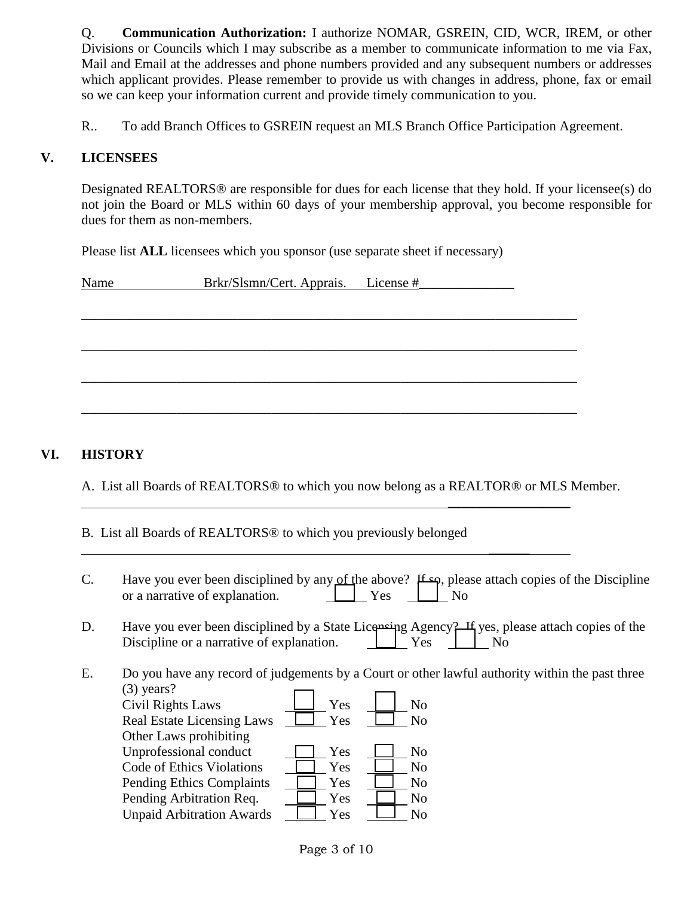Q. **Communication Authorization:** I authorize NOMAR, GSREIN, CID, WCR, IREM, or other Divisions or Councils which I may subscribe as a member to communicate information to me via Fax, Mail and Email at the addresses and phone numbers provided and any subsequent numbers or addresses which applicant provides. Please remember to provide us with changes in address, phone, fax or email so we can keep your information current and provide timely communication to you.

R.. To add Branch Offices to GSREIN request an MLS Branch Office Participation Agreement.

## V. LICENSEES

Designated REALTORS® are responsible for dues for each license that they hold. If your licensee(s) do not join the Board or MLS within 60 days of your membership approval, you become responsible for dues for them as non-members.

Please list **ALL** licensees which you sponsor (use separate sheet if necessary)

| Name | Brkr/Slsmn/Cert. Apprais. | License # |
|---|---|---|
| | | |
| | | |
| | | |
| | | |

## VI. HISTORY

A. List all Boards of REALTORS® to which you now belong as a REALTOR® or MLS Member.

_______________________________________________________________

B. List all Boards of REALTORS® to which you previously belonged

_______________________________________________________________

C. Have you ever been disciplined by any of the above? If so, please attach copies of the Discipline or a narrative of explanation. ☐ Yes ☐ No

D. Have you ever been disciplined by a State Licensing Agency? If yes, please attach copies of the Discipline or a narrative of explanation. ☐ Yes ☐ No

E. Do you have any record of judgements by a Court or other lawful authority within the past three (3) years?

| | Yes | No |
|---|---|---|
| Civil Rights Laws | ☐ Yes | ☐ No |
| Real Estate Licensing Laws | ☐ Yes | ☐ No |
| Other Laws prohibiting Unprofessional conduct | ☐ Yes | ☐ No |
| Code of Ethics Violations | ☐ Yes | ☐ No |
| Pending Ethics Complaints | ☐ Yes | ☐ No |
| Pending Arbitration Req. | ☐ Yes | ☐ No |
| Unpaid Arbitration Awards | ☐ Yes | ☐ No |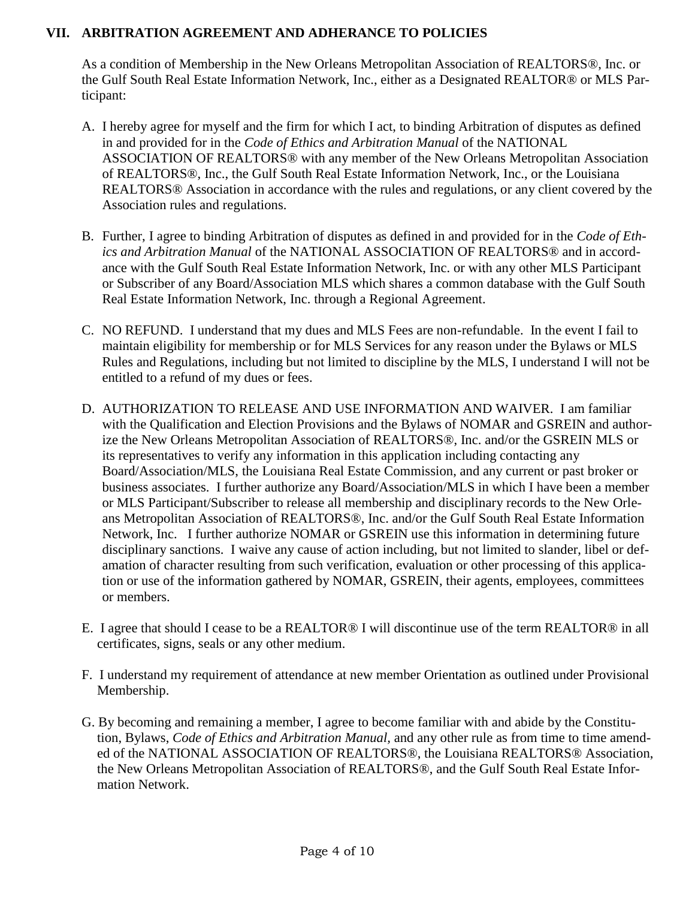## VII. ARBITRATION AGREEMENT AND ADHERENCE TO POLICIES

As a condition of Membership in the New Orleans Metropolitan Association of REALTORS®, Inc. or the Gulf South Real Estate Information Network, Inc., either as a Designated REALTOR® or MLS Participant:

A. I hereby agree for myself and the firm for which I act, to binding Arbitration of disputes as defined in and provided for in the *Code of Ethics and Arbitration Manual* of the NATIONAL ASSOCIATION OF REALTORS® with any member of the New Orleans Metropolitan Association of REALTORS®, Inc., the Gulf South Real Estate Information Network, Inc., or the Louisiana REALTORS® Association in accordance with the rules and regulations, or any client covered by the Association rules and regulations.

B. Further, I agree to binding Arbitration of disputes as defined in and provided for in the *Code of Ethics and Arbitration Manual* of the NATIONAL ASSOCIATION OF REALTORS® and in accordance with the Gulf South Real Estate Information Network, Inc. or with any other MLS Participant or Subscriber of any Board/Association MLS which shares a common database with the Gulf South Real Estate Information Network, Inc. through a Regional Agreement.

C. NO REFUND. I understand that my dues and MLS Fees are non-refundable. In the event I fail to maintain eligibility for membership or for MLS Services for any reason under the Bylaws or MLS Rules and Regulations, including but not limited to discipline by the MLS, I understand I will not be entitled to a refund of my dues or fees.

D. AUTHORIZATION TO RELEASE AND USE INFORMATION AND WAIVER. I am familiar with the Qualification and Election Provisions and the Bylaws of NOMAR and GSREIN and authorize the New Orleans Metropolitan Association of REALTORS®, Inc. and/or the GSREIN MLS or its representatives to verify any information in this application including contacting any Board/Association/MLS, the Louisiana Real Estate Commission, and any current or past broker or business associates. I further authorize any Board/Association/MLS in which I have been a member or MLS Participant/Subscriber to release all membership and disciplinary records to the New Orleans Metropolitan Association of REALTORS®, Inc. and/or the Gulf South Real Estate Information Network, Inc. I further authorize NOMAR or GSREIN use this information in determining future disciplinary sanctions. I waive any cause of action including, but not limited to slander, libel or defamation of character resulting from such verification, evaluation or other processing of this application or use of the information gathered by NOMAR, GSREIN, their agents, employees, committees or members.

E. I agree that should I cease to be a REALTOR® I will discontinue use of the term REALTOR® in all certificates, signs, seals or any other medium.

F. I understand my requirement of attendance at new member Orientation as outlined under Provisional Membership.

G. By becoming and remaining a member, I agree to become familiar with and abide by the Constitution, Bylaws, *Code of Ethics and Arbitration Manual*, and any other rule as from time to time amended of the NATIONAL ASSOCIATION OF REALTORS®, the Louisiana REALTORS® Association, the New Orleans Metropolitan Association of REALTORS®, and the Gulf South Real Estate Information Network.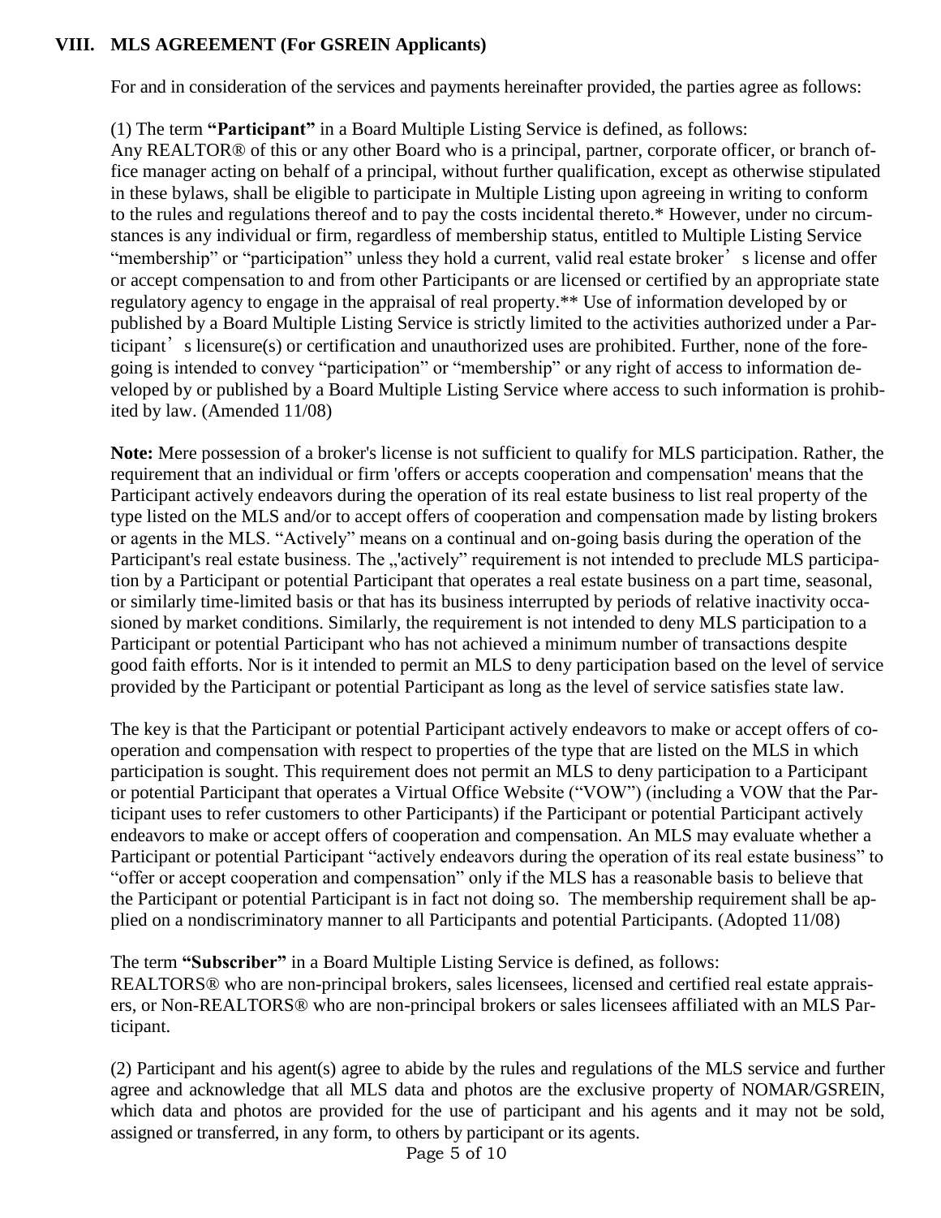## VIII. MLS AGREEMENT (For GSREIN Applicants)

For and in consideration of the services and payments hereinafter provided, the parties agree as follows:

(1) The term **"Participant"** in a Board Multiple Listing Service is defined, as follows:
Any REALTOR® of this or any other Board who is a principal, partner, corporate officer, or branch office manager acting on behalf of a principal, without further qualification, except as otherwise stipulated in these bylaws, shall be eligible to participate in Multiple Listing upon agreeing in writing to conform to the rules and regulations thereof and to pay the costs incidental thereto.* However, under no circumstances is any individual or firm, regardless of membership status, entitled to Multiple Listing Service "membership" or "participation" unless they hold a current, valid real estate broker's license and offer or accept compensation to and from other Participants or are licensed or certified by an appropriate state regulatory agency to engage in the appraisal of real property.** Use of information developed by or published by a Board Multiple Listing Service is strictly limited to the activities authorized under a Participant's licensure(s) or certification and unauthorized uses are prohibited. Further, none of the foregoing is intended to convey "participation" or "membership" or any right of access to information developed by or published by a Board Multiple Listing Service where access to such information is prohibited by law. (Amended 11/08)

**Note:** Mere possession of a broker's license is not sufficient to qualify for MLS participation. Rather, the requirement that an individual or firm 'offers or accepts cooperation and compensation' means that the Participant actively endeavors during the operation of its real estate business to list real property of the type listed on the MLS and/or to accept offers of cooperation and compensation made by listing brokers or agents in the MLS. "Actively" means on a continual and on-going basis during the operation of the Participant's real estate business. The „'actively" requirement is not intended to preclude MLS participation by a Participant or potential Participant that operates a real estate business on a part time, seasonal, or similarly time-limited basis or that has its business interrupted by periods of relative inactivity occasioned by market conditions. Similarly, the requirement is not intended to deny MLS participation to a Participant or potential Participant who has not achieved a minimum number of transactions despite good faith efforts. Nor is it intended to permit an MLS to deny participation based on the level of service provided by the Participant or potential Participant as long as the level of service satisfies state law.

The key is that the Participant or potential Participant actively endeavors to make or accept offers of cooperation and compensation with respect to properties of the type that are listed on the MLS in which participation is sought. This requirement does not permit an MLS to deny participation to a Participant or potential Participant that operates a Virtual Office Website ("VOW") (including a VOW that the Participant uses to refer customers to other Participants) if the Participant or potential Participant actively endeavors to make or accept offers of cooperation and compensation. An MLS may evaluate whether a Participant or potential Participant "actively endeavors during the operation of its real estate business" to "offer or accept cooperation and compensation" only if the MLS has a reasonable basis to believe that the Participant or potential Participant is in fact not doing so. The membership requirement shall be applied on a nondiscriminatory manner to all Participants and potential Participants. (Adopted 11/08)

The term **"Subscriber"** in a Board Multiple Listing Service is defined, as follows:
REALTORS® who are non-principal brokers, sales licensees, licensed and certified real estate appraisers, or Non-REALTORS® who are non-principal brokers or sales licensees affiliated with an MLS Participant.

(2) Participant and his agent(s) agree to abide by the rules and regulations of the MLS service and further agree and acknowledge that all MLS data and photos are the exclusive property of NOMAR/GSREIN, which data and photos are provided for the use of participant and his agents and it may not be sold, assigned or transferred, in any form, to others by participant or its agents.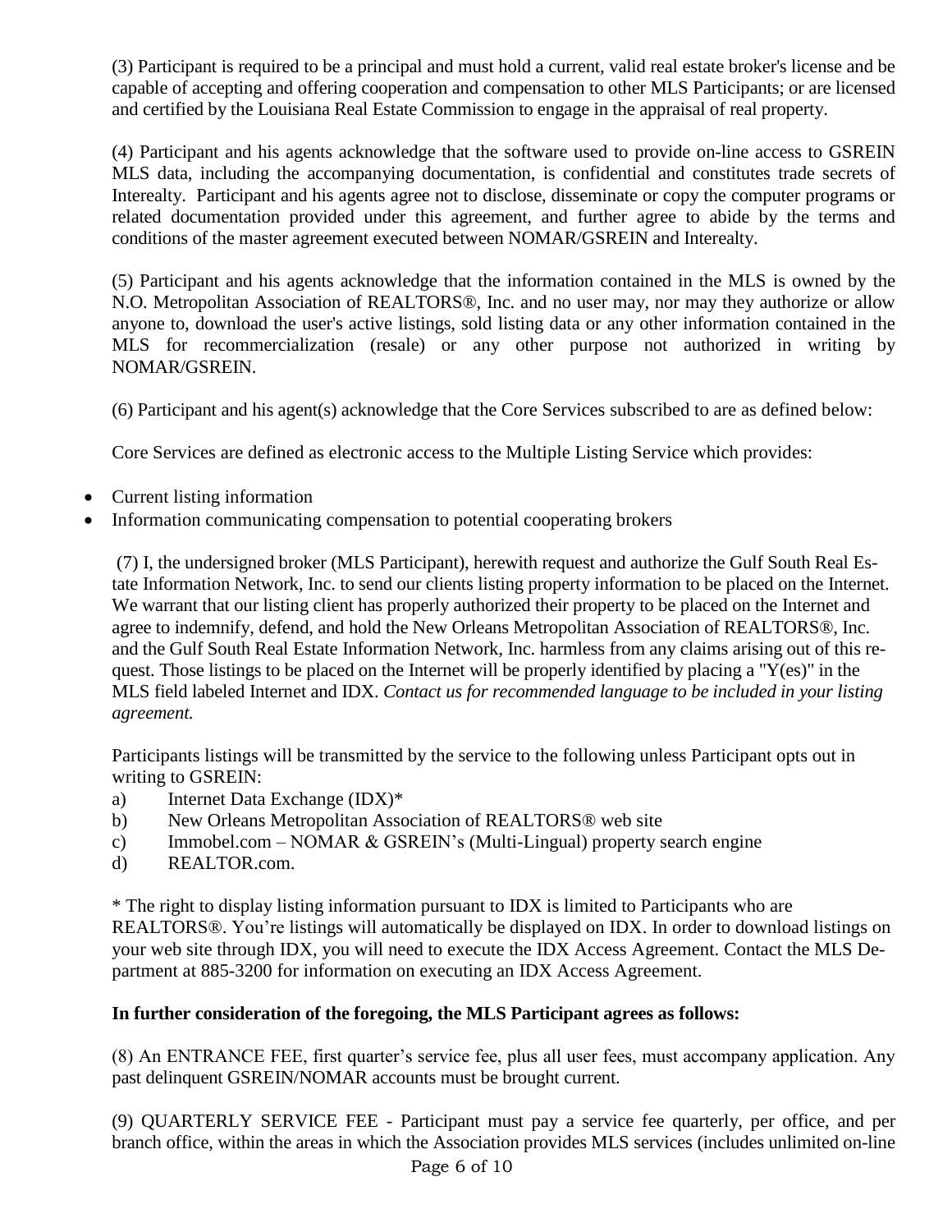(3) Participant is required to be a principal and must hold a current, valid real estate broker's license and be capable of accepting and offering cooperation and compensation to other MLS Participants; or are licensed and certified by the Louisiana Real Estate Commission to engage in the appraisal of real property.

(4) Participant and his agents acknowledge that the software used to provide on-line access to GSREIN MLS data, including the accompanying documentation, is confidential and constitutes trade secrets of Interealty. Participant and his agents agree not to disclose, disseminate or copy the computer programs or related documentation provided under this agreement, and further agree to abide by the terms and conditions of the master agreement executed between NOMAR/GSREIN and Interealty.

(5) Participant and his agents acknowledge that the information contained in the MLS is owned by the N.O. Metropolitan Association of REALTORS®, Inc. and no user may, nor may they authorize or allow anyone to, download the user's active listings, sold listing data or any other information contained in the MLS for recommercialization (resale) or any other purpose not authorized in writing by NOMAR/GSREIN.

(6) Participant and his agent(s) acknowledge that the Core Services subscribed to are as defined below:

Core Services are defined as electronic access to the Multiple Listing Service which provides:

- Current listing information
- Information communicating compensation to potential cooperating brokers

(7) I, the undersigned broker (MLS Participant), herewith request and authorize the Gulf South Real Estate Information Network, Inc. to send our clients listing property information to be placed on the Internet. We warrant that our listing client has properly authorized their property to be placed on the Internet and agree to indemnify, defend, and hold the New Orleans Metropolitan Association of REALTORS®, Inc. and the Gulf South Real Estate Information Network, Inc. harmless from any claims arising out of this request. Those listings to be placed on the Internet will be properly identified by placing a "Y(es)" in the MLS field labeled Internet and IDX. *Contact us for recommended language to be included in your listing agreement.*

Participants listings will be transmitted by the service to the following unless Participant opts out in writing to GSREIN:

a) Internet Data Exchange (IDX)*
b) New Orleans Metropolitan Association of REALTORS® web site
c) Immobel.com – NOMAR & GSREIN's (Multi-Lingual) property search engine
d) REALTOR.com.

* The right to display listing information pursuant to IDX is limited to Participants who are REALTORS®. You're listings will automatically be displayed on IDX. In order to download listings on your web site through IDX, you will need to execute the IDX Access Agreement. Contact the MLS Department at 885-3200 for information on executing an IDX Access Agreement.

**In further consideration of the foregoing, the MLS Participant agrees as follows:**

(8) An ENTRANCE FEE, first quarter's service fee, plus all user fees, must accompany application. Any past delinquent GSREIN/NOMAR accounts must be brought current.

(9) QUARTERLY SERVICE FEE - Participant must pay a service fee quarterly, per office, and per branch office, within the areas in which the Association provides MLS services (includes unlimited on-line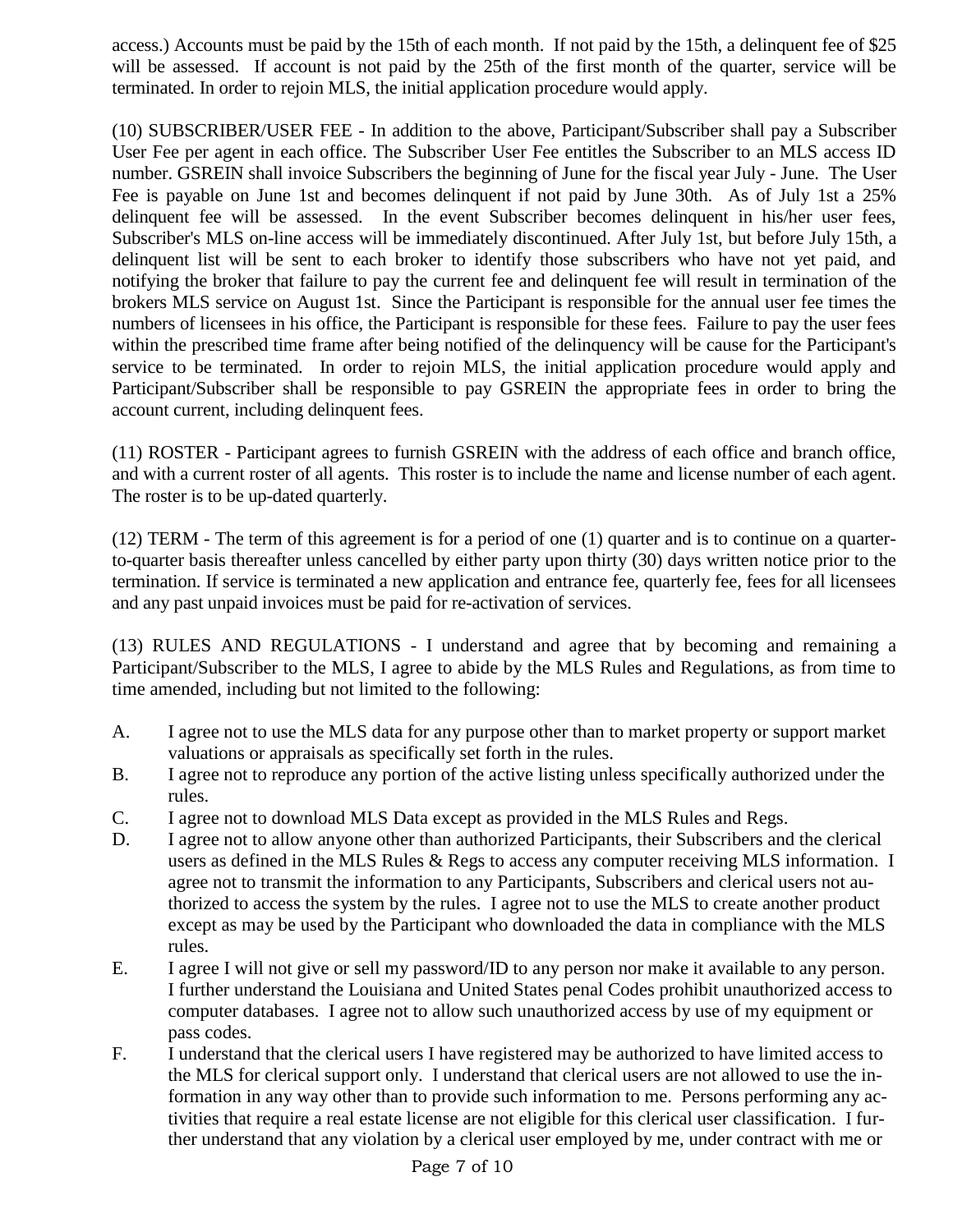access.) Accounts must be paid by the 15th of each month. If not paid by the 15th, a delinquent fee of $25 will be assessed. If account is not paid by the 25th of the first month of the quarter, service will be terminated. In order to rejoin MLS, the initial application procedure would apply.

(10) SUBSCRIBER/USER FEE - In addition to the above, Participant/Subscriber shall pay a Subscriber User Fee per agent in each office. The Subscriber User Fee entitles the Subscriber to an MLS access ID number. GSREIN shall invoice Subscribers the beginning of June for the fiscal year July - June. The User Fee is payable on June 1st and becomes delinquent if not paid by June 30th. As of July 1st a 25% delinquent fee will be assessed. In the event Subscriber becomes delinquent in his/her user fees, Subscriber's MLS on-line access will be immediately discontinued. After July 1st, but before July 15th, a delinquent list will be sent to each broker to identify those subscribers who have not yet paid, and notifying the broker that failure to pay the current fee and delinquent fee will result in termination of the brokers MLS service on August 1st. Since the Participant is responsible for the annual user fee times the numbers of licensees in his office, the Participant is responsible for these fees. Failure to pay the user fees within the prescribed time frame after being notified of the delinquency will be cause for the Participant's service to be terminated. In order to rejoin MLS, the initial application procedure would apply and Participant/Subscriber shall be responsible to pay GSREIN the appropriate fees in order to bring the account current, including delinquent fees.

(11) ROSTER - Participant agrees to furnish GSREIN with the address of each office and branch office, and with a current roster of all agents. This roster is to include the name and license number of each agent. The roster is to be up-dated quarterly.

(12) TERM - The term of this agreement is for a period of one (1) quarter and is to continue on a quarter-to-quarter basis thereafter unless cancelled by either party upon thirty (30) days written notice prior to the termination. If service is terminated a new application and entrance fee, quarterly fee, fees for all licensees and any past unpaid invoices must be paid for re-activation of services.

(13) RULES AND REGULATIONS - I understand and agree that by becoming and remaining a Participant/Subscriber to the MLS, I agree to abide by the MLS Rules and Regulations, as from time to time amended, including but not limited to the following:

A. I agree not to use the MLS data for any purpose other than to market property or support market valuations or appraisals as specifically set forth in the rules.
B. I agree not to reproduce any portion of the active listing unless specifically authorized under the rules.
C. I agree not to download MLS Data except as provided in the MLS Rules and Regs.
D. I agree not to allow anyone other than authorized Participants, their Subscribers and the clerical users as defined in the MLS Rules & Regs to access any computer receiving MLS information. I agree not to transmit the information to any Participants, Subscribers and clerical users not authorized to access the system by the rules. I agree not to use the MLS to create another product except as may be used by the Participant who downloaded the data in compliance with the MLS rules.
E. I agree I will not give or sell my password/ID to any person nor make it available to any person. I further understand the Louisiana and United States penal Codes prohibit unauthorized access to computer databases. I agree not to allow such unauthorized access by use of my equipment or pass codes.
F. I understand that the clerical users I have registered may be authorized to have limited access to the MLS for clerical support only. I understand that clerical users are not allowed to use the information in any way other than to provide such information to me. Persons performing any activities that require a real estate license are not eligible for this clerical user classification. I further understand that any violation by a clerical user employed by me, under contract with me or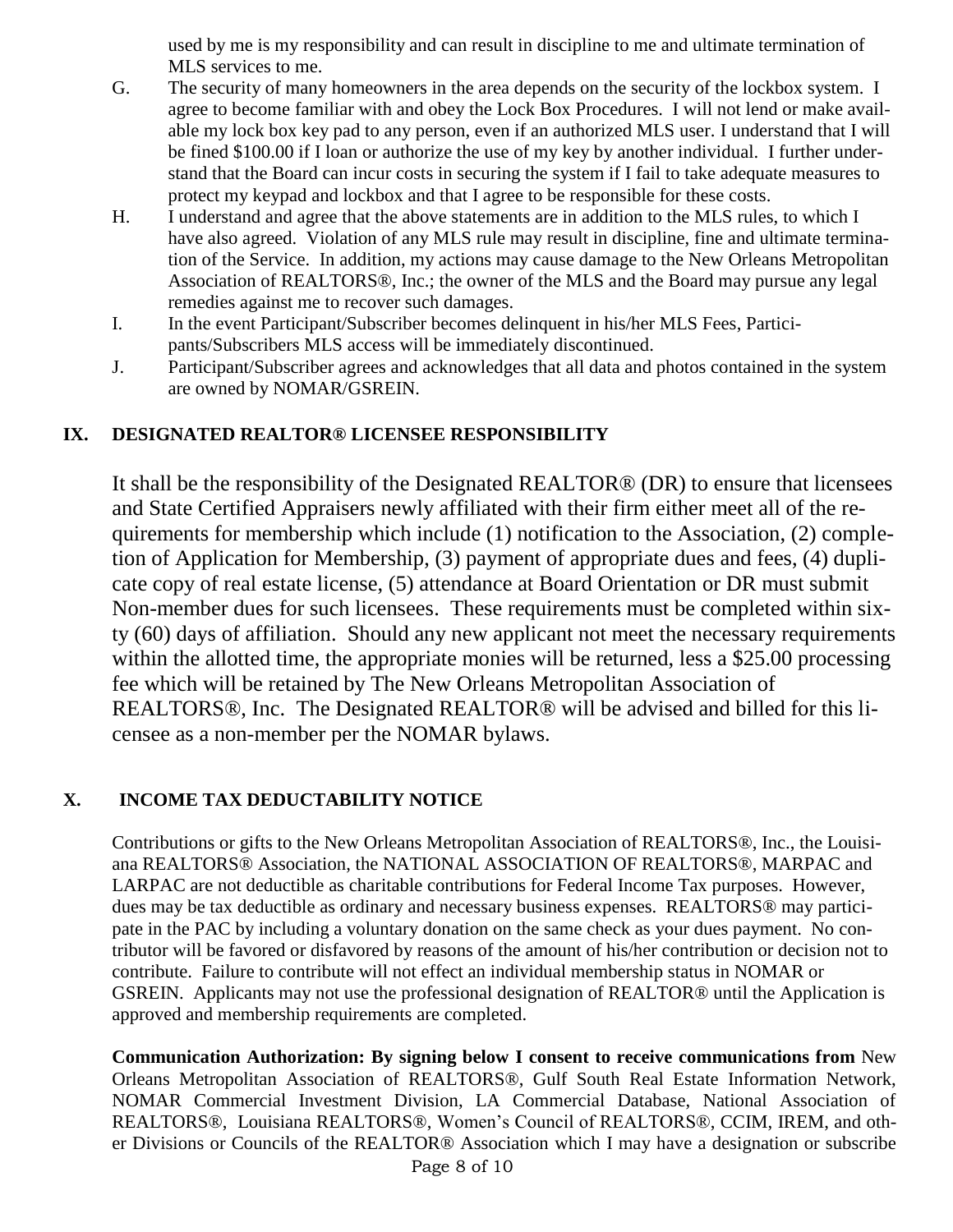used by me is my responsibility and can result in discipline to me and ultimate termination of MLS services to me.

G. The security of many homeowners in the area depends on the security of the lockbox system. I agree to become familiar with and obey the Lock Box Procedures. I will not lend or make available my lock box key pad to any person, even if an authorized MLS user. I understand that I will be fined $100.00 if I loan or authorize the use of my key by another individual. I further understand that the Board can incur costs in securing the system if I fail to take adequate measures to protect my keypad and lockbox and that I agree to be responsible for these costs.

H. I understand and agree that the above statements are in addition to the MLS rules, to which I have also agreed. Violation of any MLS rule may result in discipline, fine and ultimate termination of the Service. In addition, my actions may cause damage to the New Orleans Metropolitan Association of REALTORS®, Inc.; the owner of the MLS and the Board may pursue any legal remedies against me to recover such damages.

I. In the event Participant/Subscriber becomes delinquent in his/her MLS Fees, Participants/Subscribers MLS access will be immediately discontinued.

J. Participant/Subscriber agrees and acknowledges that all data and photos contained in the system are owned by NOMAR/GSREIN.

## IX. DESIGNATED REALTOR® LICENSEE RESPONSIBILITY

It shall be the responsibility of the Designated REALTOR® (DR) to ensure that licensees and State Certified Appraisers newly affiliated with their firm either meet all of the requirements for membership which include (1) notification to the Association, (2) completion of Application for Membership, (3) payment of appropriate dues and fees, (4) duplicate copy of real estate license, (5) attendance at Board Orientation or DR must submit Non-member dues for such licensees. These requirements must be completed within sixty (60) days of affiliation. Should any new applicant not meet the necessary requirements within the allotted time, the appropriate monies will be returned, less a $25.00 processing fee which will be retained by The New Orleans Metropolitan Association of REALTORS®, Inc. The Designated REALTOR® will be advised and billed for this licensee as a non-member per the NOMAR bylaws.

## X. INCOME TAX DEDUCTABILITY NOTICE

Contributions or gifts to the New Orleans Metropolitan Association of REALTORS®, Inc., the Louisiana REALTORS® Association, the NATIONAL ASSOCIATION OF REALTORS®, MARPAC and LARPAC are not deductible as charitable contributions for Federal Income Tax purposes. However, dues may be tax deductible as ordinary and necessary business expenses. REALTORS® may participate in the PAC by including a voluntary donation on the same check as your dues payment. No contributor will be favored or disfavored by reasons of the amount of his/her contribution or decision not to contribute. Failure to contribute will not effect an individual membership status in NOMAR or GSREIN. Applicants may not use the professional designation of REALTOR® until the Application is approved and membership requirements are completed.

**Communication Authorization: By signing below I consent to receive communications from** New Orleans Metropolitan Association of REALTORS®, Gulf South Real Estate Information Network, NOMAR Commercial Investment Division, LA Commercial Database, National Association of REALTORS®, Louisiana REALTORS®, Women's Council of REALTORS®, CCIM, IREM, and other Divisions or Councils of the REALTOR® Association which I may have a designation or subscribe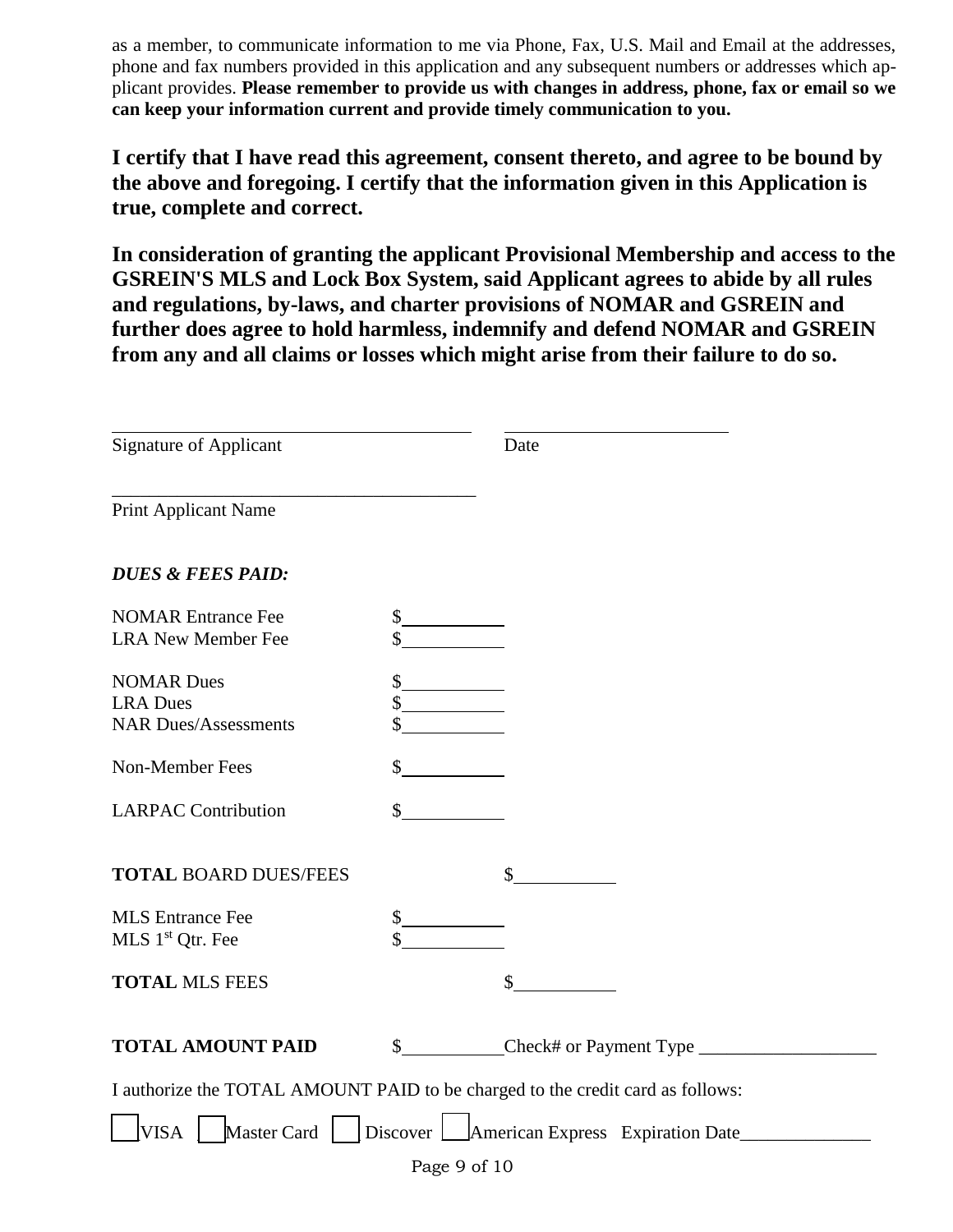as a member, to communicate information to me via Phone, Fax, U.S. Mail and Email at the addresses, phone and fax numbers provided in this application and any subsequent numbers or addresses which applicant provides. **Please remember to provide us with changes in address, phone, fax or email so we can keep your information current and provide timely communication to you.**

**I certify that I have read this agreement, consent thereto, and agree to be bound by the above and foregoing. I certify that the information given in this Application is true, complete and correct.**

**In consideration of granting the applicant Provisional Membership and access to the GSREIN'S MLS and Lock Box System, said Applicant agrees to abide by all rules and regulations, by-laws, and charter provisions of NOMAR and GSREIN and further does agree to hold harmless, indemnify and defend NOMAR and GSREIN from any and all claims or losses which might arise from their failure to do so.**

______________________________________ ________________________

Signature of Applicant Date

______________________________________

Print Applicant Name

***DUES & FEES PAID:***

NOMAR Entrance Fee $__________
LRA New Member Fee $__________

NOMAR Dues $__________
LRA Dues $__________
NAR Dues/Assessments $__________

Non-Member Fees $__________

LARPAC Contribution $__________

**TOTAL** BOARD DUES/FEES $__________

MLS Entrance Fee $__________
MLS 1st Qtr. Fee $__________

**TOTAL** MLS FEES $__________

**TOTAL AMOUNT PAID** $__________ Check# or Payment Type ___________________

I authorize the TOTAL AMOUNT PAID to be charged to the credit card as follows:

☐ VISA ☐ Master Card ☐ Discover ☐ American Express Expiration Date______________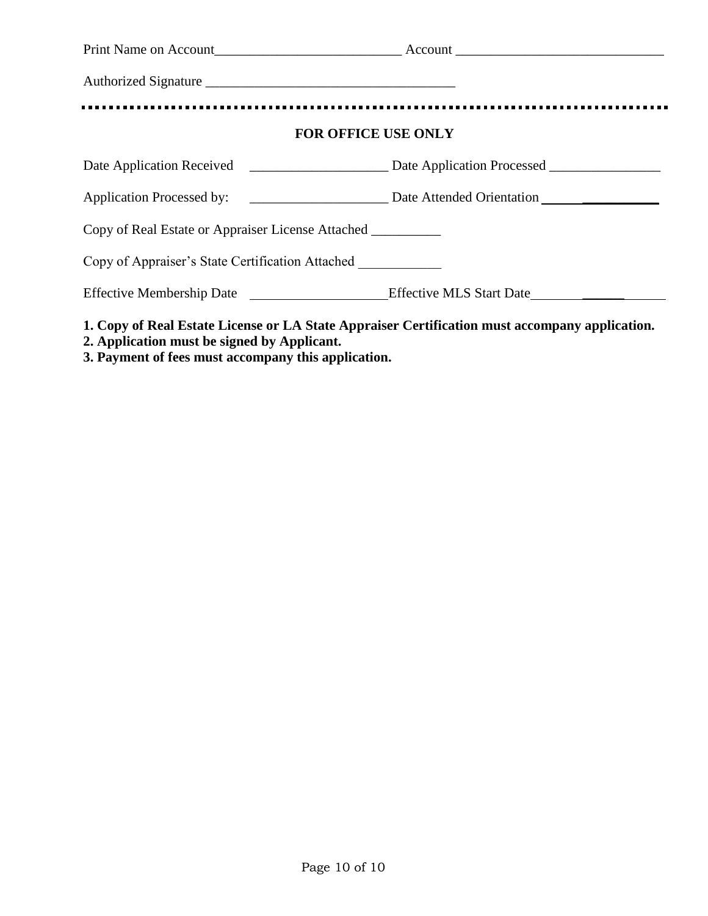Print Name on Account___________________________ Account ______________________________

Authorized Signature ____________________________________

---

**FOR OFFICE USE ONLY**

Date Application Received ____________________ Date Application Processed ________________

Application Processed by: ____________________ Date Attended Orientation ____________

Copy of Real Estate or Appraiser License Attached __________

Copy of Appraiser's State Certification Attached ____________

Effective Membership Date ____________________ Effective MLS Start Date ______________

**1. Copy of Real Estate License or LA State Appraiser Certification must accompany application.**
**2. Application must be signed by Applicant.**
**3. Payment of fees must accompany this application.**